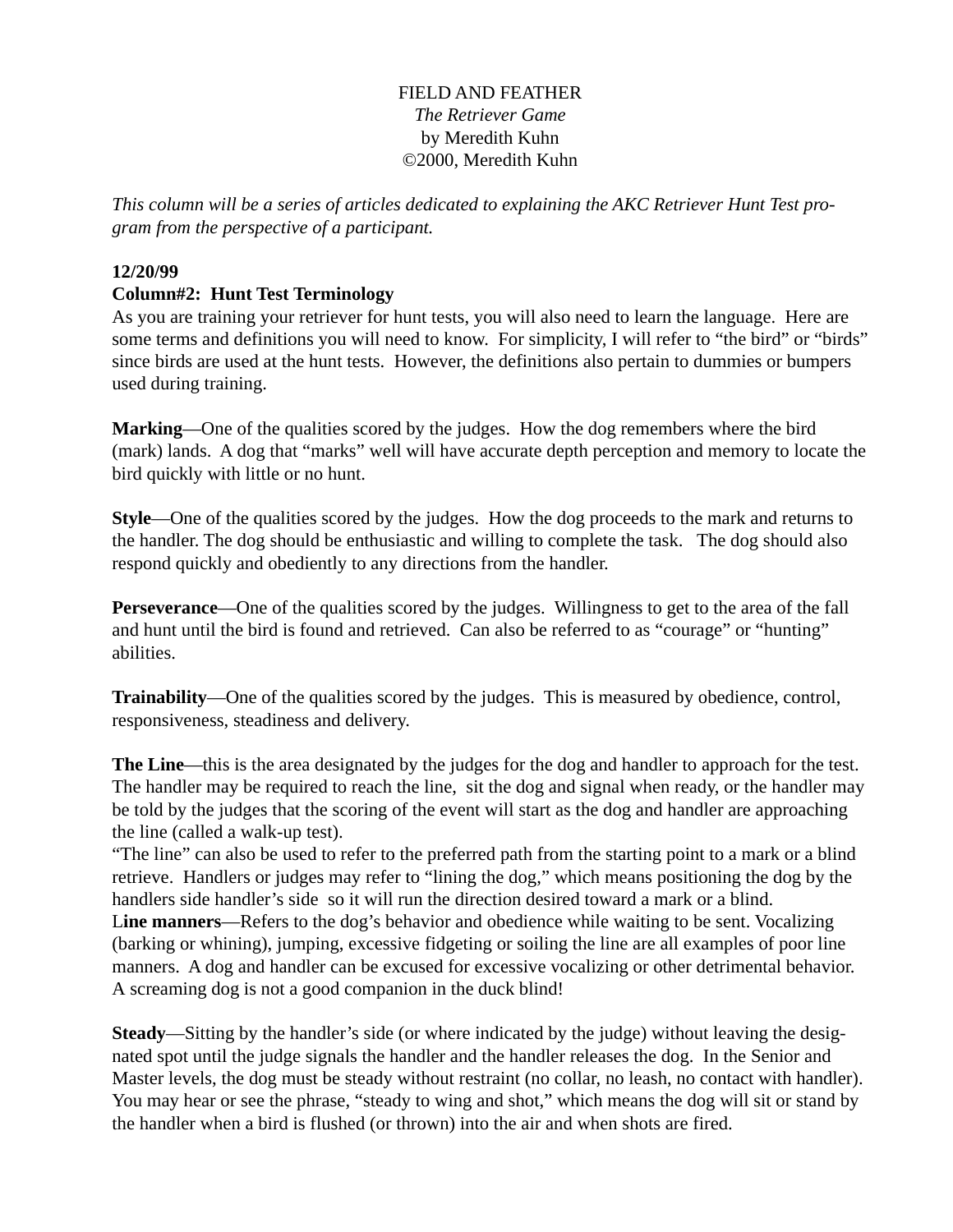# FIELD AND FEATHER

*The Retriever Game*
by Meredith Kuhn
©2000, Meredith Kuhn

*This column will be a series of articles dedicated to explaining the AKC Retriever Hunt Test program from the perspective of a participant.*

**12/20/99**

## Column#2: Hunt Test Terminology

As you are training your retriever for hunt tests, you will also need to learn the language. Here are some terms and definitions you will need to know. For simplicity, I will refer to "the bird" or "birds" since birds are used at the hunt tests. However, the definitions also pertain to dummies or bumpers used during training.

**Marking**—One of the qualities scored by the judges. How the dog remembers where the bird (mark) lands. A dog that "marks" well will have accurate depth perception and memory to locate the bird quickly with little or no hunt.

**Style**—One of the qualities scored by the judges. How the dog proceeds to the mark and returns to the handler. The dog should be enthusiastic and willing to complete the task. The dog should also respond quickly and obediently to any directions from the handler.

**Perseverance**—One of the qualities scored by the judges. Willingness to get to the area of the fall and hunt until the bird is found and retrieved. Can also be referred to as "courage" or "hunting" abilities.

**Trainability**—One of the qualities scored by the judges. This is measured by obedience, control, responsiveness, steadiness and delivery.

**The Line**—this is the area designated by the judges for the dog and handler to approach for the test. The handler may be required to reach the line, sit the dog and signal when ready, or the handler may be told by the judges that the scoring of the event will start as the dog and handler are approaching the line (called a walk-up test).
"The line" can also be used to refer to the preferred path from the starting point to a mark or a blind retrieve. Handlers or judges may refer to "lining the dog," which means positioning the dog by the handlers side handler's side so it will run the direction desired toward a mark or a blind.
L**ine manners**—Refers to the dog's behavior and obedience while waiting to be sent. Vocalizing (barking or whining), jumping, excessive fidgeting or soiling the line are all examples of poor line manners. A dog and handler can be excused for excessive vocalizing or other detrimental behavior. A screaming dog is not a good companion in the duck blind!

**Steady**—Sitting by the handler's side (or where indicated by the judge) without leaving the designated spot until the judge signals the handler and the handler releases the dog. In the Senior and Master levels, the dog must be steady without restraint (no collar, no leash, no contact with handler). You may hear or see the phrase, "steady to wing and shot," which means the dog will sit or stand by the handler when a bird is flushed (or thrown) into the air and when shots are fired.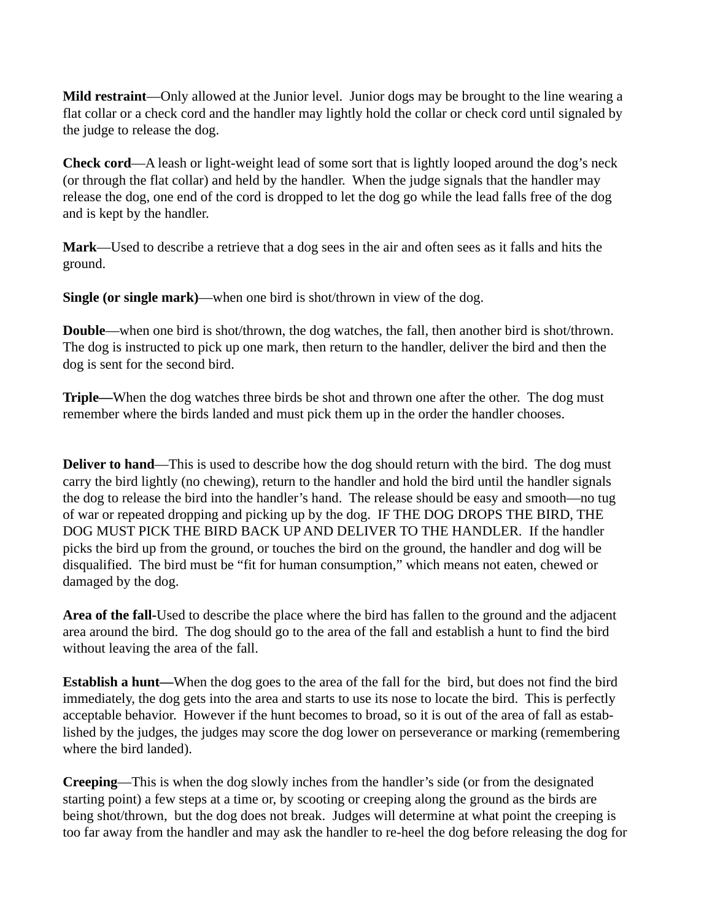**Mild restraint**—Only allowed at the Junior level. Junior dogs may be brought to the line wearing a flat collar or a check cord and the handler may lightly hold the collar or check cord until signaled by the judge to release the dog.

**Check cord**—A leash or light-weight lead of some sort that is lightly looped around the dog's neck (or through the flat collar) and held by the handler. When the judge signals that the handler may release the dog, one end of the cord is dropped to let the dog go while the lead falls free of the dog and is kept by the handler.

**Mark**—Used to describe a retrieve that a dog sees in the air and often sees as it falls and hits the ground.

**Single (or single mark)**—when one bird is shot/thrown in view of the dog.

**Double**—when one bird is shot/thrown, the dog watches, the fall, then another bird is shot/thrown. The dog is instructed to pick up one mark, then return to the handler, deliver the bird and then the dog is sent for the second bird.

**Triple—**When the dog watches three birds be shot and thrown one after the other. The dog must remember where the birds landed and must pick them up in the order the handler chooses.

**Deliver to hand**—This is used to describe how the dog should return with the bird. The dog must carry the bird lightly (no chewing), return to the handler and hold the bird until the handler signals the dog to release the bird into the handler's hand. The release should be easy and smooth—no tug of war or repeated dropping and picking up by the dog. IF THE DOG DROPS THE BIRD, THE DOG MUST PICK THE BIRD BACK UP AND DELIVER TO THE HANDLER. If the handler picks the bird up from the ground, or touches the bird on the ground, the handler and dog will be disqualified. The bird must be "fit for human consumption," which means not eaten, chewed or damaged by the dog.

**Area of the fall**-Used to describe the place where the bird has fallen to the ground and the adjacent area around the bird. The dog should go to the area of the fall and establish a hunt to find the bird without leaving the area of the fall.

**Establish a hunt—**When the dog goes to the area of the fall for the bird, but does not find the bird immediately, the dog gets into the area and starts to use its nose to locate the bird. This is perfectly acceptable behavior. However if the hunt becomes to broad, so it is out of the area of fall as established by the judges, the judges may score the dog lower on perseverance or marking (remembering where the bird landed).

**Creeping**—This is when the dog slowly inches from the handler's side (or from the designated starting point) a few steps at a time or, by scooting or creeping along the ground as the birds are being shot/thrown, but the dog does not break. Judges will determine at what point the creeping is too far away from the handler and may ask the handler to re-heel the dog before releasing the dog for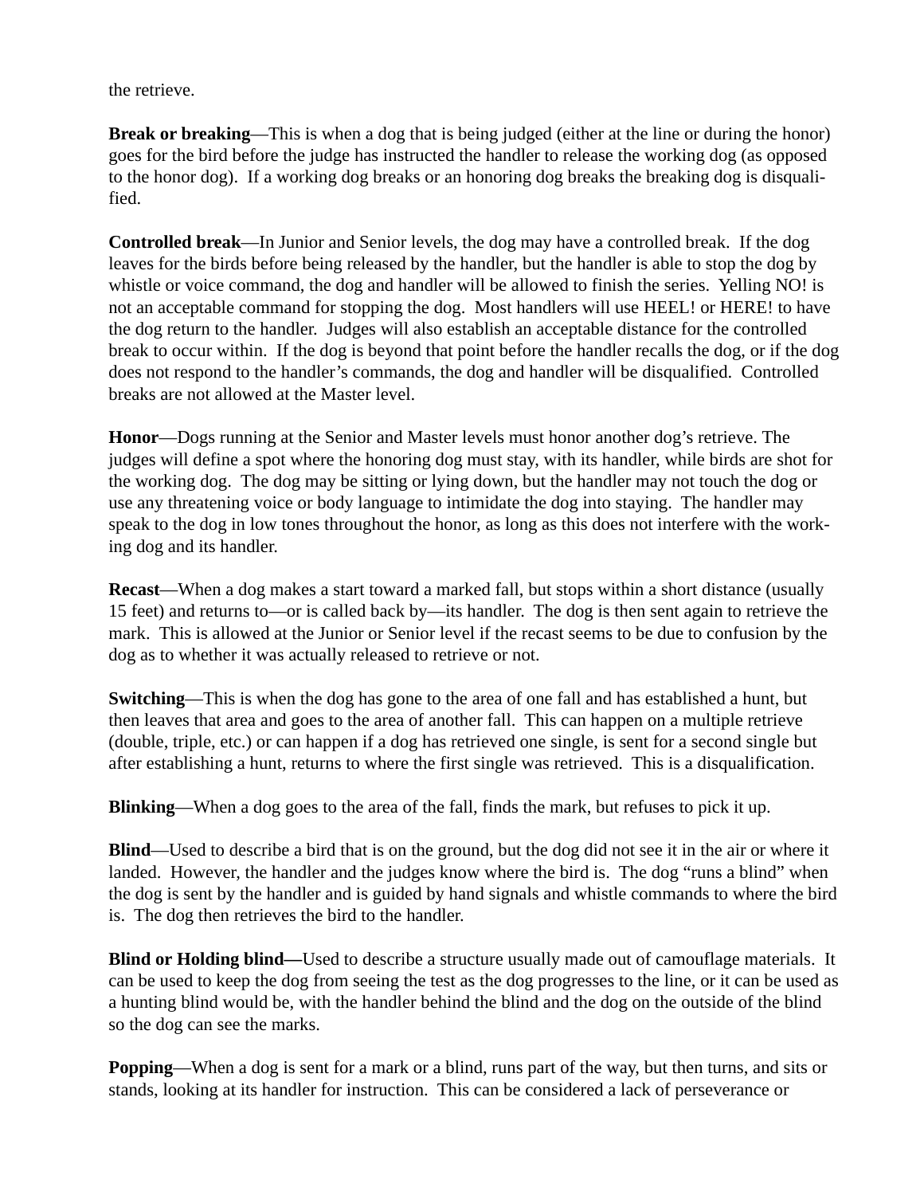the retrieve.

**Break or breaking**—This is when a dog that is being judged (either at the line or during the honor) goes for the bird before the judge has instructed the handler to release the working dog (as opposed to the honor dog). If a working dog breaks or an honoring dog breaks the breaking dog is disqualified.

**Controlled break**—In Junior and Senior levels, the dog may have a controlled break. If the dog leaves for the birds before being released by the handler, but the handler is able to stop the dog by whistle or voice command, the dog and handler will be allowed to finish the series. Yelling NO! is not an acceptable command for stopping the dog. Most handlers will use HEEL! or HERE! to have the dog return to the handler. Judges will also establish an acceptable distance for the controlled break to occur within. If the dog is beyond that point before the handler recalls the dog, or if the dog does not respond to the handler's commands, the dog and handler will be disqualified. Controlled breaks are not allowed at the Master level.

**Honor**—Dogs running at the Senior and Master levels must honor another dog's retrieve. The judges will define a spot where the honoring dog must stay, with its handler, while birds are shot for the working dog. The dog may be sitting or lying down, but the handler may not touch the dog or use any threatening voice or body language to intimidate the dog into staying. The handler may speak to the dog in low tones throughout the honor, as long as this does not interfere with the working dog and its handler.

**Recast**—When a dog makes a start toward a marked fall, but stops within a short distance (usually 15 feet) and returns to—or is called back by—its handler. The dog is then sent again to retrieve the mark. This is allowed at the Junior or Senior level if the recast seems to be due to confusion by the dog as to whether it was actually released to retrieve or not.

**Switching**—This is when the dog has gone to the area of one fall and has established a hunt, but then leaves that area and goes to the area of another fall. This can happen on a multiple retrieve (double, triple, etc.) or can happen if a dog has retrieved one single, is sent for a second single but after establishing a hunt, returns to where the first single was retrieved. This is a disqualification.

**Blinking**—When a dog goes to the area of the fall, finds the mark, but refuses to pick it up.

**Blind**—Used to describe a bird that is on the ground, but the dog did not see it in the air or where it landed. However, the handler and the judges know where the bird is. The dog "runs a blind" when the dog is sent by the handler and is guided by hand signals and whistle commands to where the bird is. The dog then retrieves the bird to the handler.

**Blind or Holding blind—**Used to describe a structure usually made out of camouflage materials. It can be used to keep the dog from seeing the test as the dog progresses to the line, or it can be used as a hunting blind would be, with the handler behind the blind and the dog on the outside of the blind so the dog can see the marks.

**Popping**—When a dog is sent for a mark or a blind, runs part of the way, but then turns, and sits or stands, looking at its handler for instruction. This can be considered a lack of perseverance or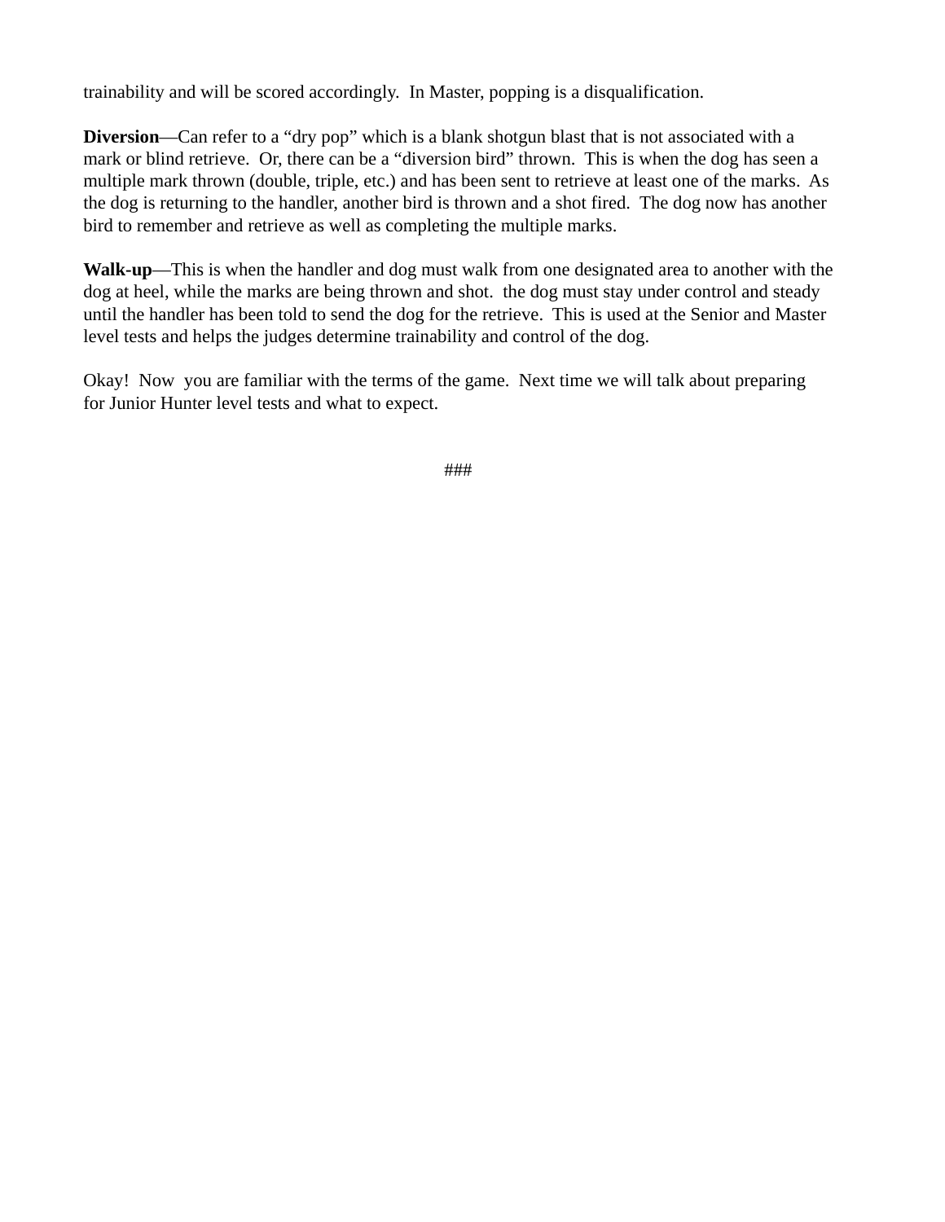trainability and will be scored accordingly.  In Master, popping is a disqualification.

**Diversion**—Can refer to a “dry pop” which is a blank shotgun blast that is not associated with a mark or blind retrieve.  Or, there can be a “diversion bird” thrown.  This is when the dog has seen a multiple mark thrown (double, triple, etc.) and has been sent to retrieve at least one of the marks.  As the dog is returning to the handler, another bird is thrown and a shot fired.  The dog now has another bird to remember and retrieve as well as completing the multiple marks.

**Walk-up**—This is when the handler and dog must walk from one designated area to another with the dog at heel, while the marks are being thrown and shot.  the dog must stay under control and steady until the handler has been told to send the dog for the retrieve.  This is used at the Senior and Master level tests and helps the judges determine trainability and control of the dog.

Okay!  Now  you are familiar with the terms of the game.  Next time we will talk about preparing for Junior Hunter level tests and what to expect.

###